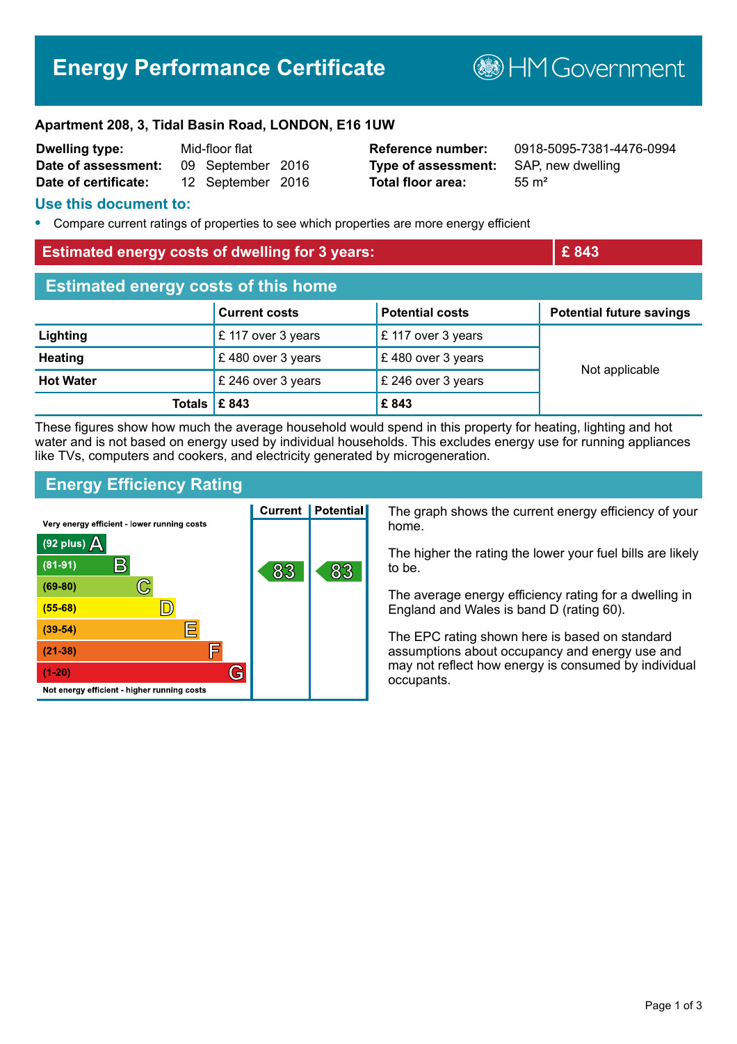# Energy Performance Certificate

HM Government

**Apartment 208, 3, Tidal Basin Road, LONDON, E16 1UW**

| | | | |
|---|---|---|---|
| **Dwelling type:** | Mid-floor flat | **Reference number:** | 0918-5095-7381-4476-0994 |
| **Date of assessment:** | 09 September 2016 | **Type of assessment:** | SAP, new dwelling |
| **Date of certificate:** | 12 September 2016 | **Total floor area:** | 55 m² |

## Use this document to:

- Compare current ratings of properties to see which properties are more energy efficient

## Estimated energy costs of dwelling for 3 years: £ 843

## Estimated energy costs of this home

| | Current costs | Potential costs | Potential future savings |
|---|---|---|---|
| **Lighting** | £ 117 over 3 years | £ 117 over 3 years | Not applicable |
| **Heating** | £ 480 over 3 years | £ 480 over 3 years | |
| **Hot Water** | £ 246 over 3 years | £ 246 over 3 years | |
| **Totals** | **£ 843** | **£ 843** | |

These figures show how much the average household would spend in this property for heating, lighting and hot water and is not based on energy used by individual households. This excludes energy use for running appliances like TVs, computers and cookers, and electricity generated by microgeneration.

## Energy Efficiency Rating

| Rating | Current | Potential |
|---|---|---|
| Very energy efficient - lower running costs | | |
| (92 plus) A | | |
| (81-91) B | 83 | 83 |
| (69-80) C | | |
| (55-68) D | | |
| (39-54) E | | |
| (21-38) F | | |
| (1-20) G | | |
| Not energy efficient - higher running costs | | |

The graph shows the current energy efficiency of your home.

The higher the rating the lower your fuel bills are likely to be.

The average energy efficiency rating for a dwelling in England and Wales is band D (rating 60).

The EPC rating shown here is based on standard assumptions about occupancy and energy use and may not reflect how energy is consumed by individual occupants.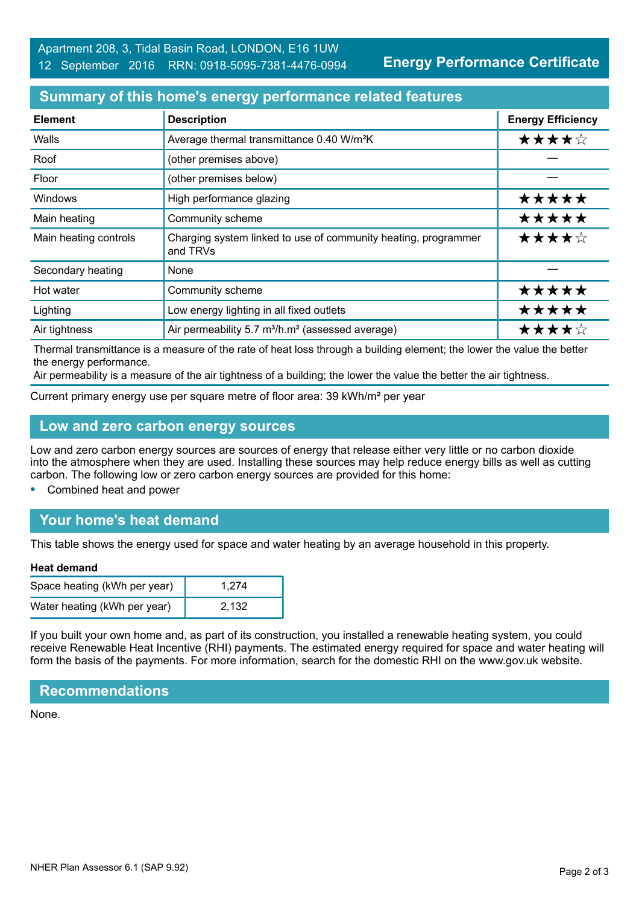Apartment 208, 3, Tidal Basin Road, LONDON, E16 1UW
12 September 2016 RRN: 0918-5095-7381-4476-0994

**Energy Performance Certificate**

## Summary of this home's energy performance related features

| Element | Description | Energy Efficiency |
|---|---|---|
| Walls | Average thermal transmittance 0.40 W/m²K | ★★★★☆ |
| Roof | (other premises above) | — |
| Floor | (other premises below) | — |
| Windows | High performance glazing | ★★★★★ |
| Main heating | Community scheme | ★★★★★ |
| Main heating controls | Charging system linked to use of community heating, programmer and TRVs | ★★★★☆ |
| Secondary heating | None | — |
| Hot water | Community scheme | ★★★★★ |
| Lighting | Low energy lighting in all fixed outlets | ★★★★★ |
| Air tightness | Air permeability 5.7 m³/h.m² (assessed average) | ★★★★☆ |

Thermal transmittance is a measure of the rate of heat loss through a building element; the lower the value the better the energy performance.
Air permeability is a measure of the air tightness of a building; the lower the value the better the air tightness.

Current primary energy use per square metre of floor area: 39 kWh/m² per year

## Low and zero carbon energy sources

Low and zero carbon energy sources are sources of energy that release either very little or no carbon dioxide into the atmosphere when they are used. Installing these sources may help reduce energy bills as well as cutting carbon. The following low or zero carbon energy sources are provided for this home:

- Combined heat and power

## Your home's heat demand

This table shows the energy used for space and water heating by an average household in this property.

**Heat demand**

| | |
|---|---|
| Space heating (kWh per year) | 1,274 |
| Water heating (kWh per year) | 2,132 |

If you built your own home and, as part of its construction, you installed a renewable heating system, you could receive Renewable Heat Incentive (RHI) payments. The estimated energy required for space and water heating will form the basis of the payments. For more information, search for the domestic RHI on the www.gov.uk website.

## Recommendations

None.

NHER Plan Assessor 6.1 (SAP 9.92)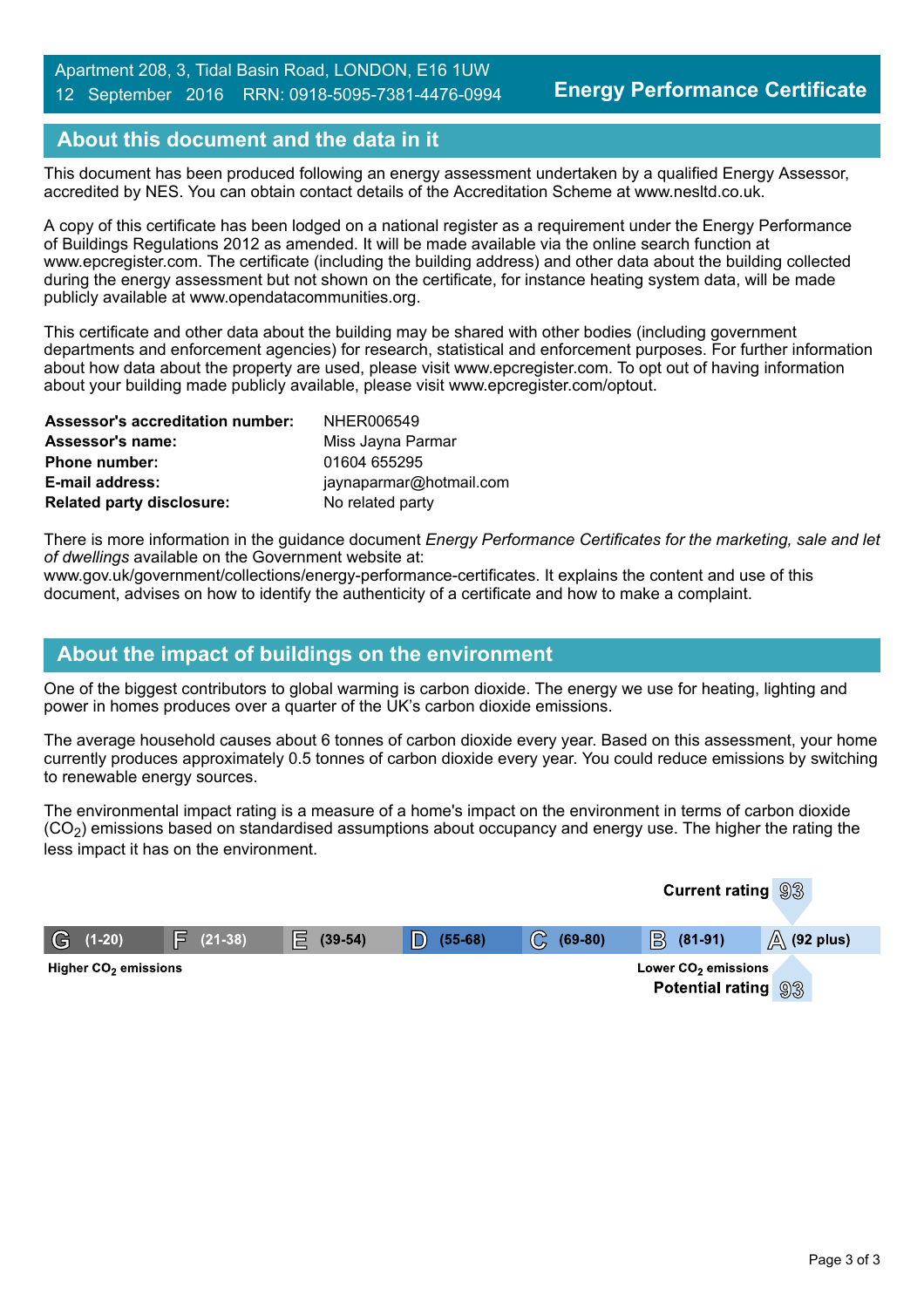Apartment 208, 3, Tidal Basin Road, LONDON, E16 1UW
12 September 2016 RRN: 0918-5095-7381-4476-0994

**Energy Performance Certificate**

## About this document and the data in it

This document has been produced following an energy assessment undertaken by a qualified Energy Assessor, accredited by NES. You can obtain contact details of the Accreditation Scheme at www.nesltd.co.uk.

A copy of this certificate has been lodged on a national register as a requirement under the Energy Performance of Buildings Regulations 2012 as amended. It will be made available via the online search function at www.epcregister.com. The certificate (including the building address) and other data about the building collected during the energy assessment but not shown on the certificate, for instance heating system data, will be made publicly available at www.opendatacommunities.org.

This certificate and other data about the building may be shared with other bodies (including government departments and enforcement agencies) for research, statistical and enforcement purposes. For further information about how data about the property are used, please visit www.epcregister.com. To opt out of having information about your building made publicly available, please visit www.epcregister.com/optout.

| | |
|---|---|
| **Assessor's accreditation number:** | NHER006549 |
| **Assessor's name:** | Miss Jayna Parmar |
| **Phone number:** | 01604 655295 |
| **E-mail address:** | jaynaparmar@hotmail.com |
| **Related party disclosure:** | No related party |

There is more information in the guidance document *Energy Performance Certificates for the marketing, sale and let of dwellings* available on the Government website at: www.gov.uk/government/collections/energy-performance-certificates. It explains the content and use of this document, advises on how to identify the authenticity of a certificate and how to make a complaint.

## About the impact of buildings on the environment

One of the biggest contributors to global warming is carbon dioxide. The energy we use for heating, lighting and power in homes produces over a quarter of the UK's carbon dioxide emissions.

The average household causes about 6 tonnes of carbon dioxide every year. Based on this assessment, your home currently produces approximately 0.5 tonnes of carbon dioxide every year. You could reduce emissions by switching to renewable energy sources.

The environmental impact rating is a measure of a home's impact on the environment in terms of carbon dioxide ($CO_2$) emissions based on standardised assumptions about occupancy and energy use. The higher the rating the less impact it has on the environment.

Current rating 93

G (1-20)
F (21-38)
E (39-54)
D (55-68)
C (69-80)
B (81-91)
A (92 plus)

Higher $CO_2$ emissions

Lower $CO_2$ emissions

Potential rating 93